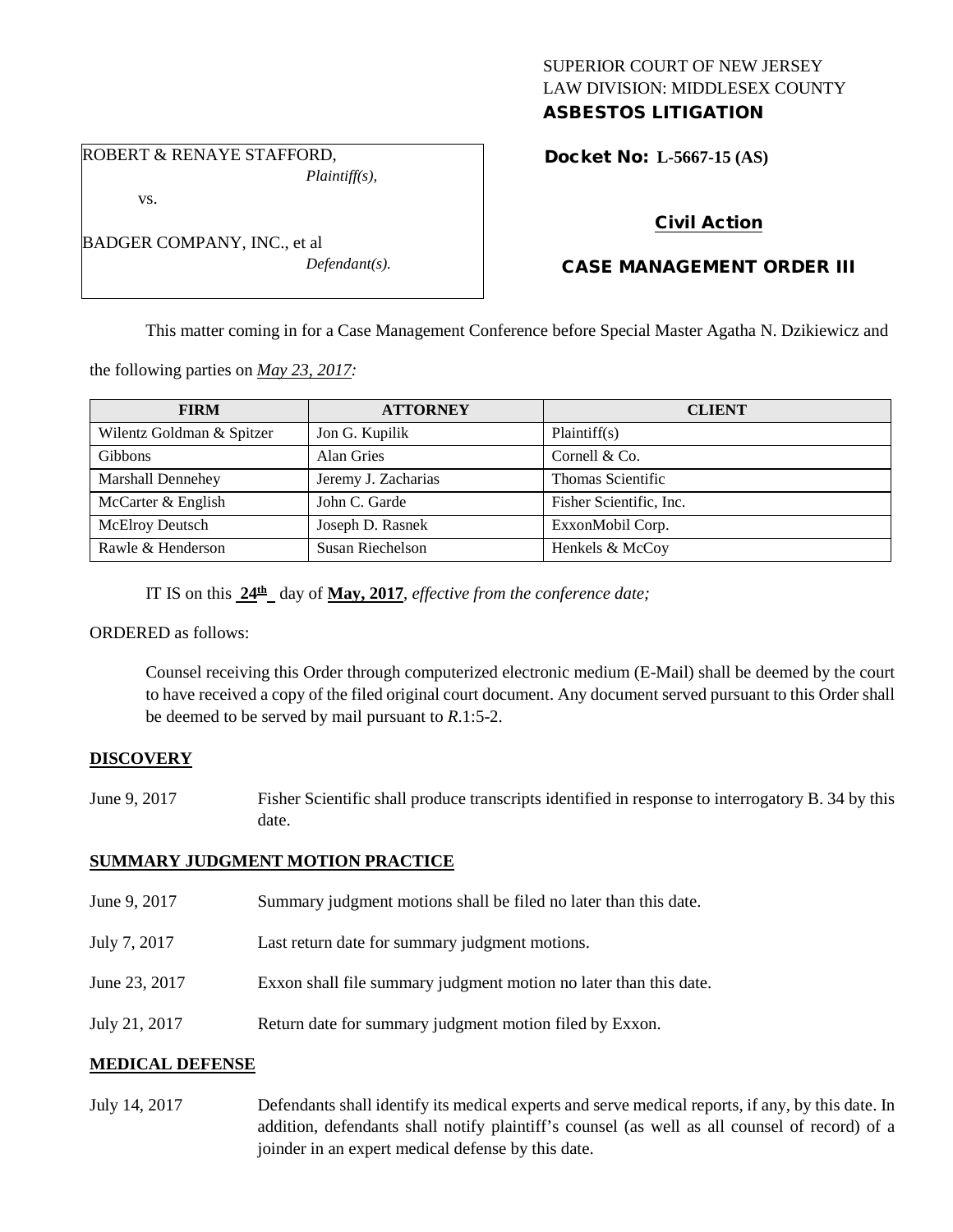SUPERIOR COURT OF NEW JERSEY
LAW DIVISION: MIDDLESEX COUNTY
**ASBESTOS LITIGATION**

ROBERT & RENAYE STAFFORD,
*Plaintiff(s),*

vs.

BADGER COMPANY, INC., et al
*Defendant(s).*

**Docket No: L-5667-15 (AS)**

**Civil Action**

**CASE MANAGEMENT ORDER III**

This matter coming in for a Case Management Conference before Special Master Agatha N. Dzikiewicz and the following parties on *May 23, 2017:*

| FIRM | ATTORNEY | CLIENT |
|---|---|---|
| Wilentz Goldman & Spitzer | Jon G. Kupilik | Plaintiff(s) |
| Gibbons | Alan Gries | Cornell & Co. |
| Marshall Dennehey | Jeremy J. Zacharias | Thomas Scientific |
| McCarter & English | John C. Garde | Fisher Scientific, Inc. |
| McElroy Deutsch | Joseph D. Rasnek | ExxonMobil Corp. |
| Rawle & Henderson | Susan Riechelson | Henkels & McCoy |

IT IS on this **24th** day of **May, 2017**, *effective from the conference date;*

ORDERED as follows:

Counsel receiving this Order through computerized electronic medium (E-Mail) shall be deemed by the court to have received a copy of the filed original court document. Any document served pursuant to this Order shall be deemed to be served by mail pursuant to *R*.1:5-2.

**DISCOVERY**

June 9, 2017 — Fisher Scientific shall produce transcripts identified in response to interrogatory B. 34 by this date.

**SUMMARY JUDGMENT MOTION PRACTICE**

June 9, 2017 — Summary judgment motions shall be filed no later than this date.

July 7, 2017 — Last return date for summary judgment motions.

June 23, 2017 — Exxon shall file summary judgment motion no later than this date.

July 21, 2017 — Return date for summary judgment motion filed by Exxon.

**MEDICAL DEFENSE**

July 14, 2017 — Defendants shall identify its medical experts and serve medical reports, if any, by this date. In addition, defendants shall notify plaintiff's counsel (as well as all counsel of record) of a joinder in an expert medical defense by this date.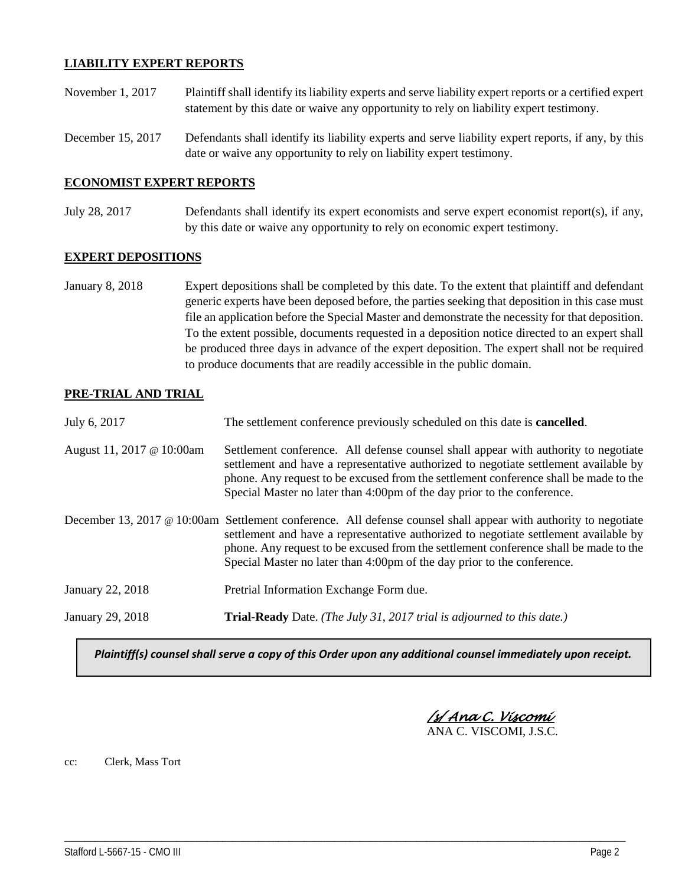## LIABILITY EXPERT REPORTS

| | |
|---|---|
| November 1, 2017 | Plaintiff shall identify its liability experts and serve liability expert reports or a certified expert statement by this date or waive any opportunity to rely on liability expert testimony. |
| December 15, 2017 | Defendants shall identify its liability experts and serve liability expert reports, if any, by this date or waive any opportunity to rely on liability expert testimony. |

## ECONOMIST EXPERT REPORTS

| | |
|---|---|
| July 28, 2017 | Defendants shall identify its expert economists and serve expert economist report(s), if any, by this date or waive any opportunity to rely on economic expert testimony. |

## EXPERT DEPOSITIONS

| | |
|---|---|
| January 8, 2018 | Expert depositions shall be completed by this date. To the extent that plaintiff and defendant generic experts have been deposed before, the parties seeking that deposition in this case must file an application before the Special Master and demonstrate the necessity for that deposition. To the extent possible, documents requested in a deposition notice directed to an expert shall be produced three days in advance of the expert deposition. The expert shall not be required to produce documents that are readily accessible in the public domain. |

## PRE-TRIAL AND TRIAL

| | |
|---|---|
| July 6, 2017 | The settlement conference previously scheduled on this date is **cancelled**. |
| August 11, 2017 @ 10:00am | Settlement conference. All defense counsel shall appear with authority to negotiate settlement and have a representative authorized to negotiate settlement available by phone. Any request to be excused from the settlement conference shall be made to the Special Master no later than 4:00pm of the day prior to the conference. |
| December 13, 2017 @ 10:00am | Settlement conference. All defense counsel shall appear with authority to negotiate settlement and have a representative authorized to negotiate settlement available by phone. Any request to be excused from the settlement conference shall be made to the Special Master no later than 4:00pm of the day prior to the conference. |
| January 22, 2018 | Pretrial Information Exchange Form due. |
| January 29, 2018 | **Trial-Ready** Date. *(The July 31, 2017 trial is adjourned to this date.)* |

***Plaintiff(s) counsel shall serve a copy of this Order upon any additional counsel immediately upon receipt.***

*/s/ Ana C. Viscomi*
ANA C. VISCOMI, J.S.C.

cc: Clerk, Mass Tort

Stafford L-5667-15 - CMO III